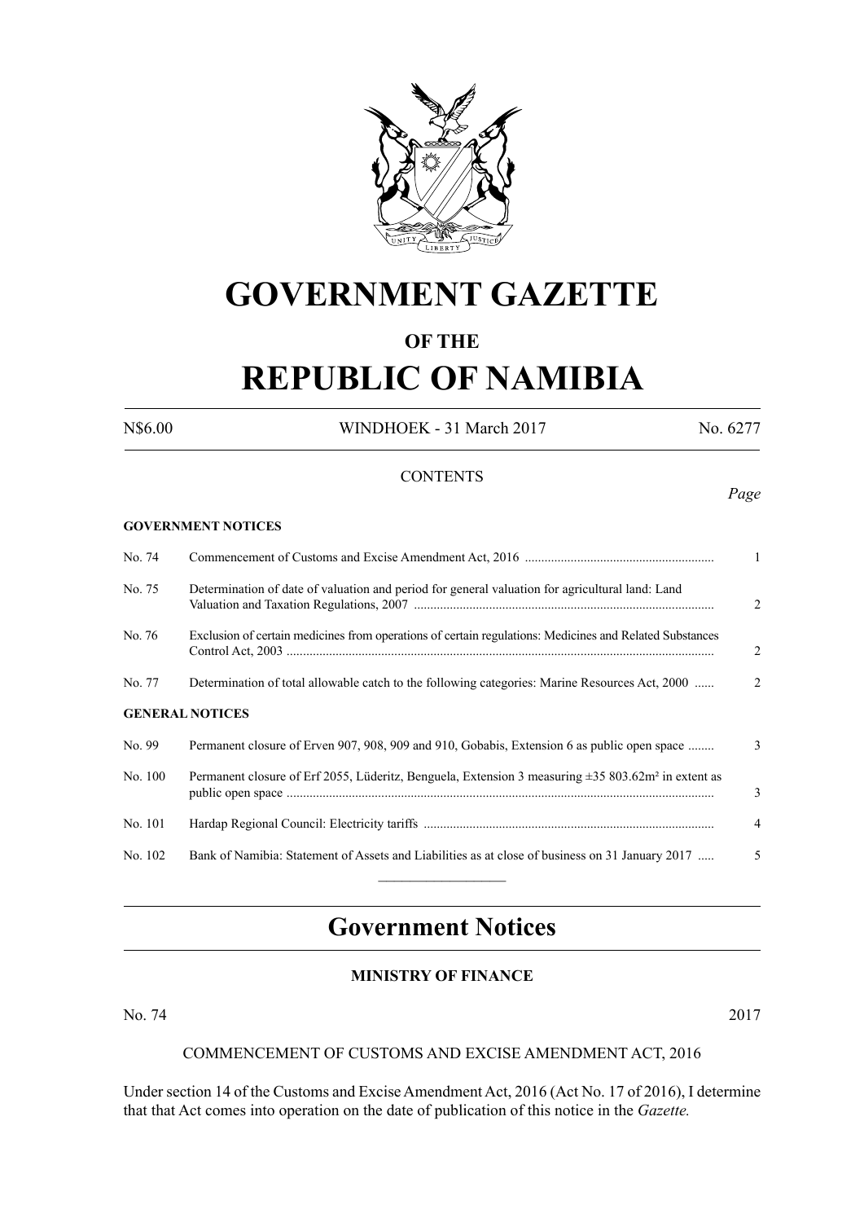# GOVERNMENT GAZETTE

## OF THE

# REPUBLIC OF NAMIBIA

N$6.00 WINDHOEK - 31 March 2017 No. 6277

CONTENTS

*Page*

**GOVERNMENT NOTICES**

| | | |
|---|---|---|
| No. 74 | Commencement of Customs and Excise Amendment Act, 2016 | 1 |
| No. 75 | Determination of date of valuation and period for general valuation for agricultural land: Land Valuation and Taxation Regulations, 2007 | 2 |
| No. 76 | Exclusion of certain medicines from operations of certain regulations: Medicines and Related Substances Control Act, 2003 | 2 |
| No. 77 | Determination of total allowable catch to the following categories: Marine Resources Act, 2000 | 2 |

**GENERAL NOTICES**

| | | |
|---|---|---|
| No. 99 | Permanent closure of Erven 907, 908, 909 and 910, Gobabis, Extension 6 as public open space | 3 |
| No. 100 | Permanent closure of Erf 2055, Lüderitz, Benguela, Extension 3 measuring ±35 803.62m² in extent as public open space | 3 |
| No. 101 | Hardap Regional Council: Electricity tariffs | 4 |
| No. 102 | Bank of Namibia: Statement of Assets and Liabilities as at close of business on 31 January 2017 | 5 |

# Government Notices

## MINISTRY OF FINANCE

No. 74 2017

COMMENCEMENT OF CUSTOMS AND EXCISE AMENDMENT ACT, 2016

Under section 14 of the Customs and Excise Amendment Act, 2016 (Act No. 17 of 2016), I determine that that Act comes into operation on the date of publication of this notice in the *Gazette.*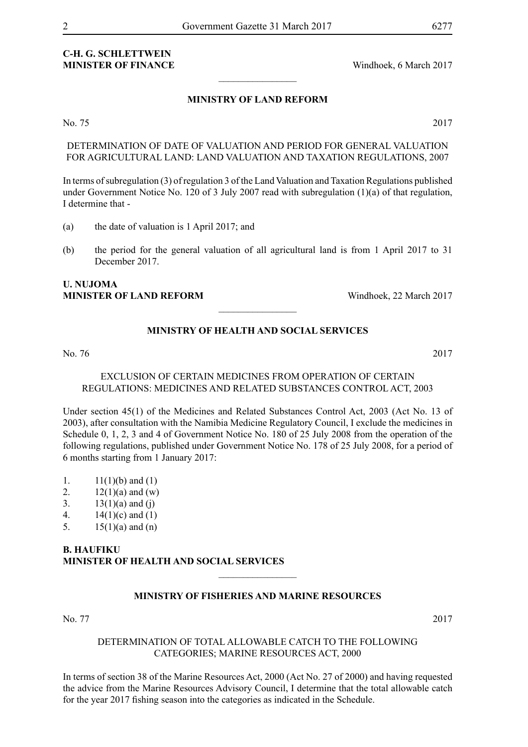**C-H. G. SCHLETTWEIN**
**MINISTER OF FINANCE** Windhoek, 6 March 2017

________________

## MINISTRY OF LAND REFORM

No. 75 2017

DETERMINATION OF DATE OF VALUATION AND PERIOD FOR GENERAL VALUATION FOR AGRICULTURAL LAND: LAND VALUATION AND TAXATION REGULATIONS, 2007

In terms of subregulation (3) of regulation 3 of the Land Valuation and Taxation Regulations published under Government Notice No. 120 of 3 July 2007 read with subregulation (1)(a) of that regulation, I determine that -

(a) the date of valuation is 1 April 2017; and

(b) the period for the general valuation of all agricultural land is from 1 April 2017 to 31 December 2017.

**U. NUJOMA**
**MINISTER OF LAND REFORM** Windhoek, 22 March 2017

________________

## MINISTRY OF HEALTH AND SOCIAL SERVICES

No. 76 2017

EXCLUSION OF CERTAIN MEDICINES FROM OPERATION OF CERTAIN REGULATIONS: MEDICINES AND RELATED SUBSTANCES CONTROL ACT, 2003

Under section 45(1) of the Medicines and Related Substances Control Act, 2003 (Act No. 13 of 2003), after consultation with the Namibia Medicine Regulatory Council, I exclude the medicines in Schedule 0, 1, 2, 3 and 4 of Government Notice No. 180 of 25 July 2008 from the operation of the following regulations, published under Government Notice No. 178 of 25 July 2008, for a period of 6 months starting from 1 January 2017:

1. 11(1)(b) and (1)
2. 12(1)(a) and (w)
3. 13(1)(a) and (j)
4. 14(1)(c) and (1)
5. 15(1)(a) and (n)

**B. HAUFIKU**
**MINISTER OF HEALTH AND SOCIAL SERVICES**

________________

## MINISTRY OF FISHERIES AND MARINE RESOURCES

No. 77 2017

DETERMINATION OF TOTAL ALLOWABLE CATCH TO THE FOLLOWING CATEGORIES; MARINE RESOURCES ACT, 2000

In terms of section 38 of the Marine Resources Act, 2000 (Act No. 27 of 2000) and having requested the advice from the Marine Resources Advisory Council, I determine that the total allowable catch for the year 2017 fishing season into the categories as indicated in the Schedule.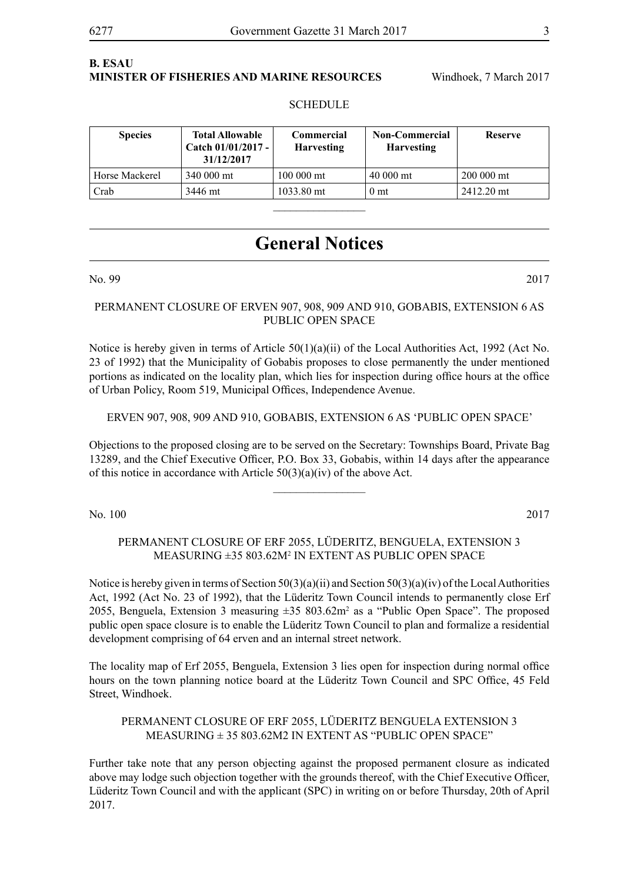**B. ESAU**
**MINISTER OF FISHERIES AND MARINE RESOURCES** Windhoek, 7 March 2017

SCHEDULE

| Species | Total Allowable Catch 01/01/2017 - 31/12/2017 | Commercial Harvesting | Non-Commercial Harvesting | Reserve |
|---|---|---|---|---|
| Horse Mackerel | 340 000 mt | 100 000 mt | 40 000 mt | 200 000 mt |
| Crab | 3446 mt | 1033.80 mt | 0 mt | 2412.20 mt |

# General Notices

No. 99 2017

PERMANENT CLOSURE OF ERVEN 907, 908, 909 AND 910, GOBABIS, EXTENSION 6 AS PUBLIC OPEN SPACE

Notice is hereby given in terms of Article 50(1)(a)(ii) of the Local Authorities Act, 1992 (Act No. 23 of 1992) that the Municipality of Gobabis proposes to close permanently the under mentioned portions as indicated on the locality plan, which lies for inspection during office hours at the office of Urban Policy, Room 519, Municipal Offices, Independence Avenue.

ERVEN 907, 908, 909 AND 910, GOBABIS, EXTENSION 6 AS 'PUBLIC OPEN SPACE'

Objections to the proposed closing are to be served on the Secretary: Townships Board, Private Bag 13289, and the Chief Executive Officer, P.O. Box 33, Gobabis, within 14 days after the appearance of this notice in accordance with Article 50(3)(a)(iv) of the above Act.

No. 100 2017

PERMANENT CLOSURE OF ERF 2055, LÜDERITZ, BENGUELA, EXTENSION 3 MEASURING ±35 803.62M$^2$ IN EXTENT AS PUBLIC OPEN SPACE

Notice is hereby given in terms of Section 50(3)(a)(ii) and Section 50(3)(a)(iv) of the Local Authorities Act, 1992 (Act No. 23 of 1992), that the Lüderitz Town Council intends to permanently close Erf 2055, Benguela, Extension 3 measuring ±35 803.62m$^2$ as a "Public Open Space". The proposed public open space closure is to enable the Lüderitz Town Council to plan and formalize a residential development comprising of 64 erven and an internal street network.

The locality map of Erf 2055, Benguela, Extension 3 lies open for inspection during normal office hours on the town planning notice board at the Lüderitz Town Council and SPC Office, 45 Feld Street, Windhoek.

PERMANENT CLOSURE OF ERF 2055, LÜDERITZ BENGUELA EXTENSION 3 MEASURING ± 35 803.62M2 IN EXTENT AS "PUBLIC OPEN SPACE"

Further take note that any person objecting against the proposed permanent closure as indicated above may lodge such objection together with the grounds thereof, with the Chief Executive Officer, Lüderitz Town Council and with the applicant (SPC) in writing on or before Thursday, 20th of April 2017.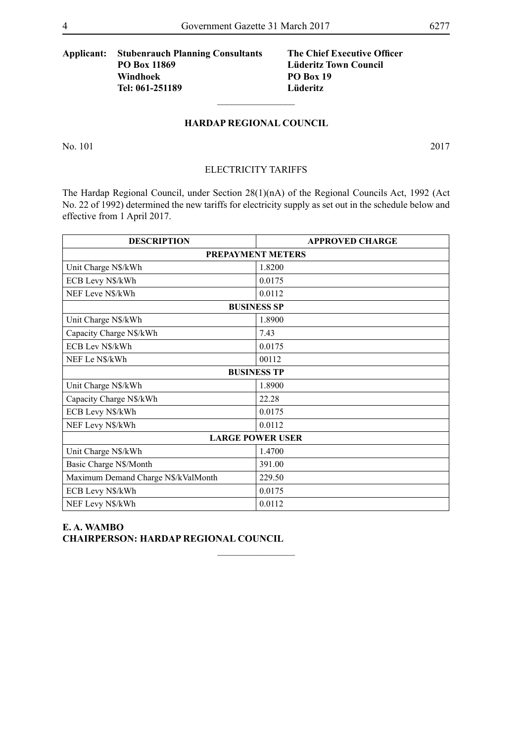**Applicant: Stubenrauch Planning Consultants**
**PO Box 11869**
**Windhoek**
**Tel: 061-251189**

**The Chief Executive Officer**
**Lüderitz Town Council**
**PO Box 19**
**Lüderitz**

---

## HARDAP REGIONAL COUNCIL

No. 101 2017

ELECTRICITY TARIFFS

The Hardap Regional Council, under Section 28(1)(nA) of the Regional Councils Act, 1992 (Act No. 22 of 1992) determined the new tariffs for electricity supply as set out in the schedule below and effective from 1 April 2017.

| DESCRIPTION | APPROVED CHARGE |
|---|---|
| **PREPAYMENT METERS** | |
| Unit Charge N$/kWh | 1.8200 |
| ECB Levy N$/kWh | 0.0175 |
| NEF Leve N$/kWh | 0.0112 |
| **BUSINESS SP** | |
| Unit Charge N$/kWh | 1.8900 |
| Capacity Charge N$/kWh | 7.43 |
| ECB Lev N$/kWh | 0.0175 |
| NEF Le N$/kWh | 00112 |
| **BUSINESS TP** | |
| Unit Charge N$/kWh | 1.8900 |
| Capacity Charge N$/kWh | 22.28 |
| ECB Levy N$/kWh | 0.0175 |
| NEF Levy N$/kWh | 0.0112 |
| **LARGE POWER USER** | |
| Unit Charge N$/kWh | 1.4700 |
| Basic Charge N$/Month | 391.00 |
| Maximum Demand Charge N$/kValMonth | 229.50 |
| ECB Levy N$/kWh | 0.0175 |
| NEF Levy N$/kWh | 0.0112 |

**E. A. WAMBO**
**CHAIRPERSON: HARDAP REGIONAL COUNCIL**

---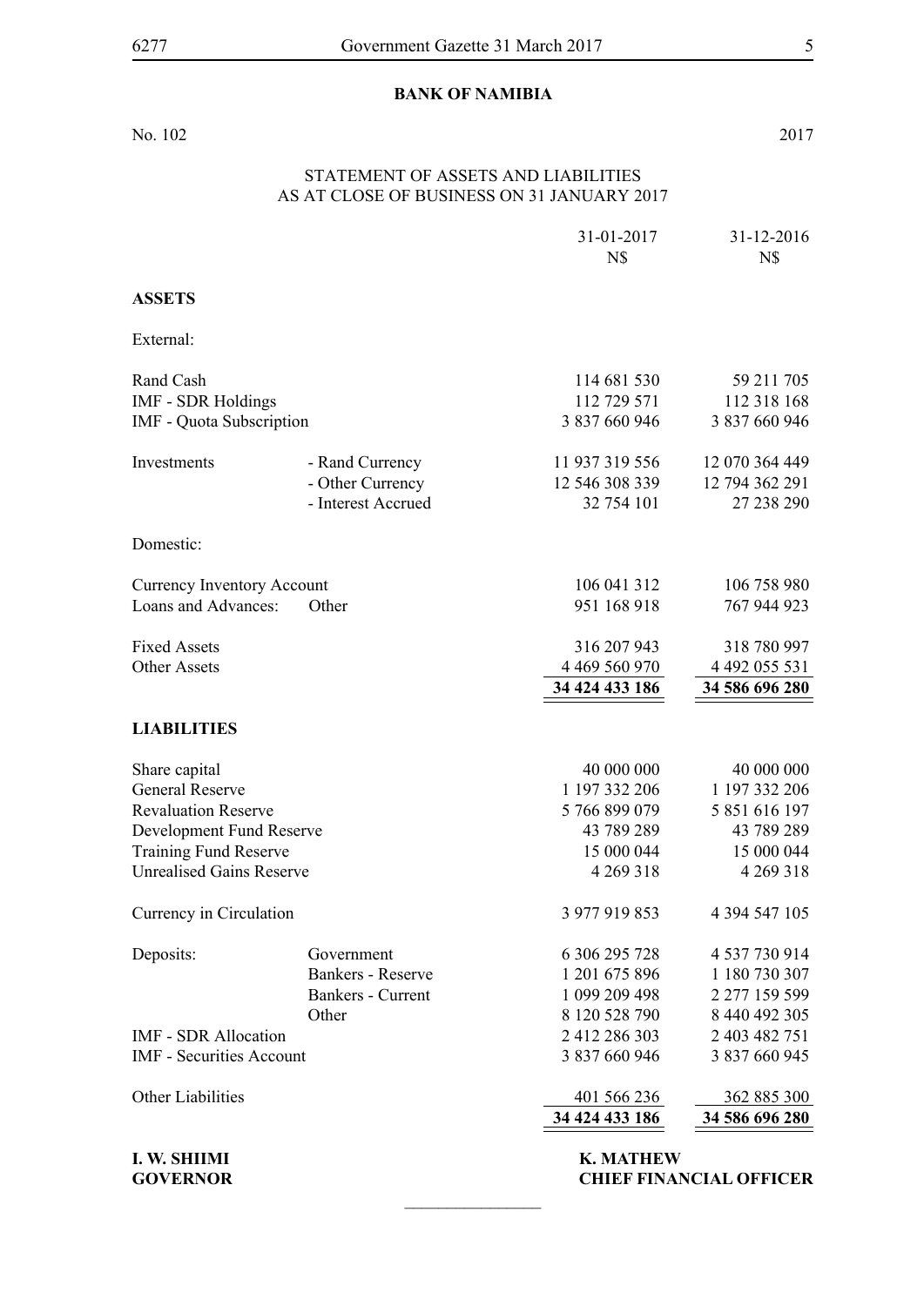## BANK OF NAMIBIA

No. 102 2017

STATEMENT OF ASSETS AND LIABILITIES
AS AT CLOSE OF BUSINESS ON 31 JANUARY 2017

| | | 31-01-2017 N$ | 31-12-2016 N$ |
|---|---|---|---|
| **ASSETS** | | | |
| External: | | | |
| Rand Cash | | 114 681 530 | 59 211 705 |
| IMF - SDR Holdings | | 112 729 571 | 112 318 168 |
| IMF - Quota Subscription | | 3 837 660 946 | 3 837 660 946 |
| Investments | - Rand Currency | 11 937 319 556 | 12 070 364 449 |
| | - Other Currency | 12 546 308 339 | 12 794 362 291 |
| | - Interest Accrued | 32 754 101 | 27 238 290 |
| Domestic: | | | |
| Currency Inventory Account | | 106 041 312 | 106 758 980 |
| Loans and Advances: | Other | 951 168 918 | 767 944 923 |
| Fixed Assets | | 316 207 943 | 318 780 997 |
| Other Assets | | 4 469 560 970 | 4 492 055 531 |
| | | **34 424 433 186** | **34 586 696 280** |
| **LIABILITIES** | | | |
| Share capital | | 40 000 000 | 40 000 000 |
| General Reserve | | 1 197 332 206 | 1 197 332 206 |
| Revaluation Reserve | | 5 766 899 079 | 5 851 616 197 |
| Development Fund Reserve | | 43 789 289 | 43 789 289 |
| Training Fund Reserve | | 15 000 044 | 15 000 044 |
| Unrealised Gains Reserve | | 4 269 318 | 4 269 318 |
| Currency in Circulation | | 3 977 919 853 | 4 394 547 105 |
| Deposits: | Government | 6 306 295 728 | 4 537 730 914 |
| | Bankers - Reserve | 1 201 675 896 | 1 180 730 307 |
| | Bankers - Current | 1 099 209 498 | 2 277 159 599 |
| | Other | 8 120 528 790 | 8 440 492 305 |
| IMF - SDR Allocation | | 2 412 286 303 | 2 403 482 751 |
| IMF - Securities Account | | 3 837 660 946 | 3 837 660 945 |
| Other Liabilities | | 401 566 236 | 362 885 300 |
| | | **34 424 433 186** | **34 586 696 280** |

**I. W. SHIIMI**
**GOVERNOR**

**K. MATHEW**
**CHIEF FINANCIAL OFFICER**